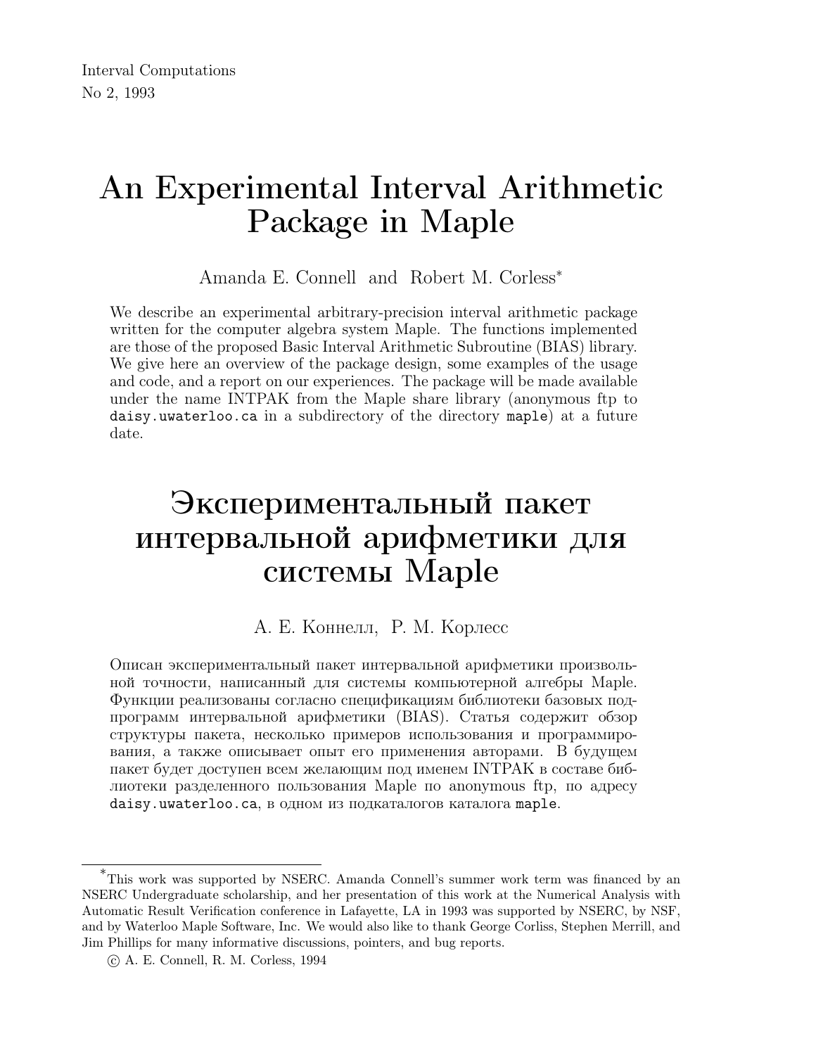Interval Computations
No 2, 1993

# An Experimental Interval Arithmetic Package in Maple

Amanda E. Connell and Robert M. Corless*

We describe an experimental arbitrary-precision interval arithmetic package written for the computer algebra system Maple. The functions implemented are those of the proposed Basic Interval Arithmetic Subroutine (BIAS) library. We give here an overview of the package design, some examples of the usage and code, and a report on our experiences. The package will be made available under the name INTPAK from the Maple share library (anonymous ftp to `daisy.uwaterloo.ca` in a subdirectory of the directory `maple`) at a future date.

# Экспериментальный пакет интервальной арифметики для системы Maple

А. Е. Коннелл, Р. М. Корлесс

Описан экспериментальный пакет интервальной арифметики произвольной точности, написанный для системы компьютерной алгебры Maple. Функции реализованы согласно спецификациям библиотеки базовых подпрограмм интервальной арифметики (BIAS). Статья содержит обзор структуры пакета, несколько примеров использования и программирования, а также описывает опыт его применения авторами. В будущем пакет будет доступен всем желающим под именем INTPAK в составе библиотеки разделенного пользования Maple по anonymous ftp, по адресу `daisy.uwaterloo.ca`, в одном из подкаталогов каталога `maple`.

---

*This work was supported by NSERC. Amanda Connell's summer work term was financed by an NSERC Undergraduate scholarship, and her presentation of this work at the Numerical Analysis with Automatic Result Verification conference in Lafayette, LA in 1993 was supported by NSERC, by NSF, and by Waterloo Maple Software, Inc. We would also like to thank George Corliss, Stephen Merrill, and Jim Phillips for many informative discussions, pointers, and bug reports.

© A. E. Connell, R. M. Corless, 1994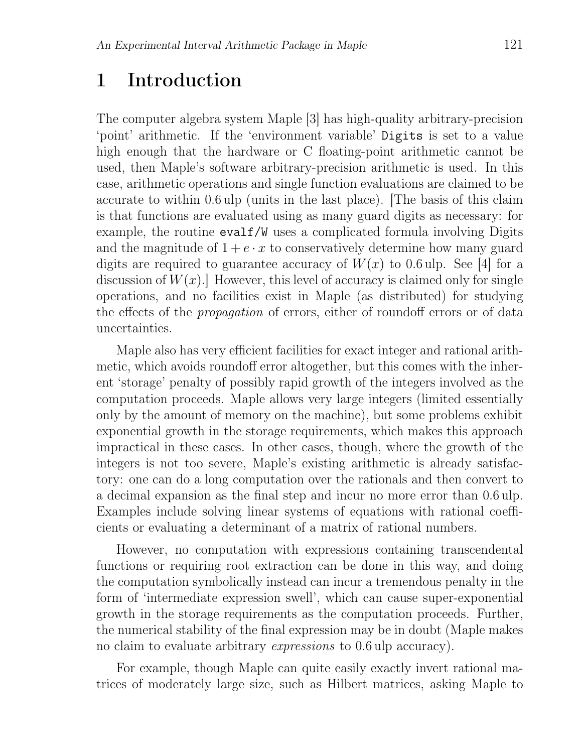# 1 Introduction

The computer algebra system Maple [3] has high-quality arbitrary-precision 'point' arithmetic. If the 'environment variable' `Digits` is set to a value high enough that the hardware or C floating-point arithmetic cannot be used, then Maple's software arbitrary-precision arithmetic is used. In this case, arithmetic operations and single function evaluations are claimed to be accurate to within 0.6 ulp (units in the last place). [The basis of this claim is that functions are evaluated using as many guard digits as necessary: for example, the routine `evalf/W` uses a complicated formula involving Digits and the magnitude of $1 + e \cdot x$ to conservatively determine how many guard digits are required to guarantee accuracy of $W(x)$ to 0.6 ulp. See [4] for a discussion of $W(x)$.] However, this level of accuracy is claimed only for single operations, and no facilities exist in Maple (as distributed) for studying the effects of the *propagation* of errors, either of roundoff errors or of data uncertainties.

Maple also has very efficient facilities for exact integer and rational arithmetic, which avoids roundoff error altogether, but this comes with the inherent 'storage' penalty of possibly rapid growth of the integers involved as the computation proceeds. Maple allows very large integers (limited essentially only by the amount of memory on the machine), but some problems exhibit exponential growth in the storage requirements, which makes this approach impractical in these cases. In other cases, though, where the growth of the integers is not too severe, Maple's existing arithmetic is already satisfactory: one can do a long computation over the rationals and then convert to a decimal expansion as the final step and incur no more error than 0.6 ulp. Examples include solving linear systems of equations with rational coefficients or evaluating a determinant of a matrix of rational numbers.

However, no computation with expressions containing transcendental functions or requiring root extraction can be done in this way, and doing the computation symbolically instead can incur a tremendous penalty in the form of 'intermediate expression swell', which can cause super-exponential growth in the storage requirements as the computation proceeds. Further, the numerical stability of the final expression may be in doubt (Maple makes no claim to evaluate arbitrary *expressions* to 0.6 ulp accuracy).

For example, though Maple can quite easily exactly invert rational matrices of moderately large size, such as Hilbert matrices, asking Maple to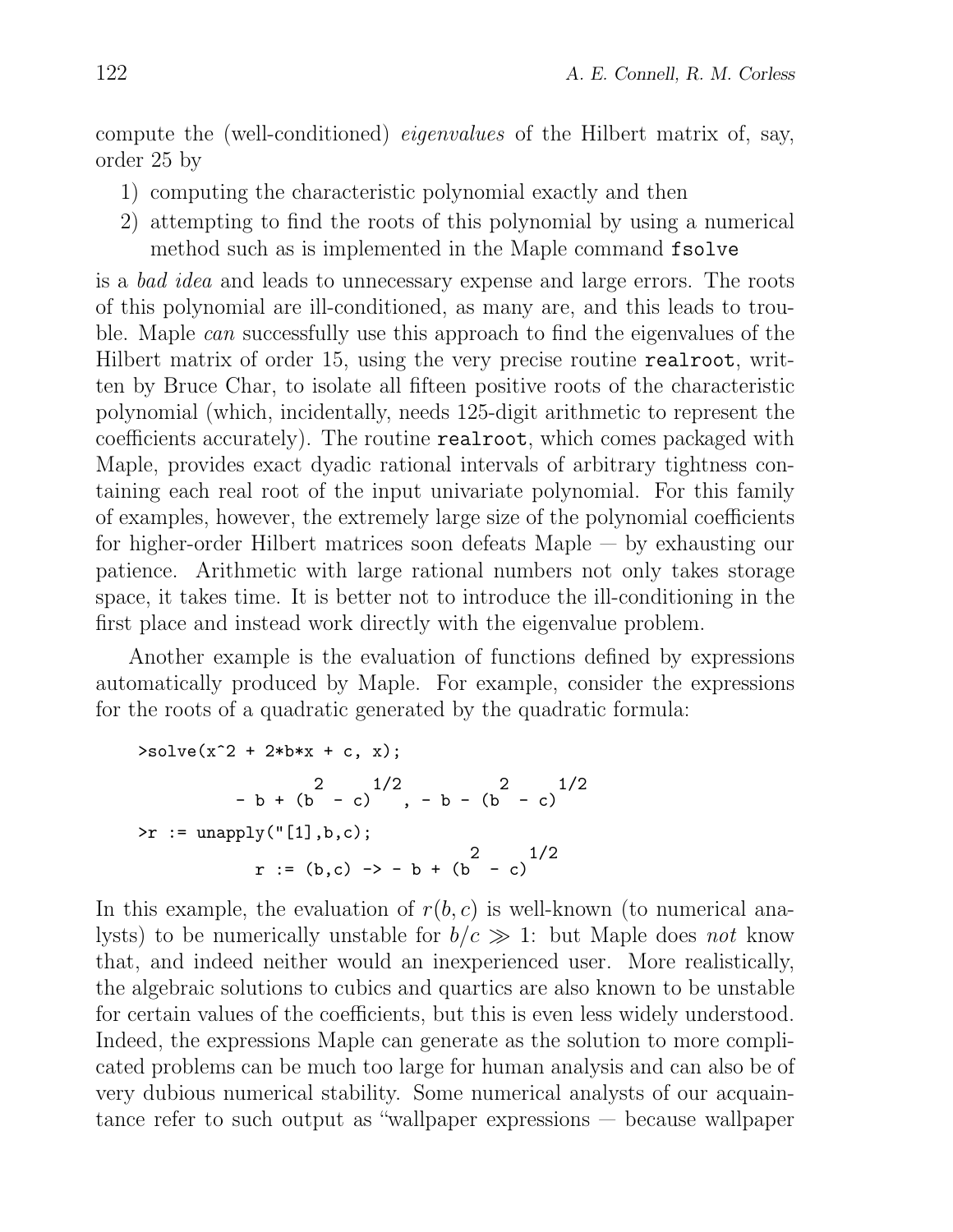compute the (well-conditioned) *eigenvalues* of the Hilbert matrix of, say, order 25 by

1) computing the characteristic polynomial exactly and then
2) attempting to find the roots of this polynomial by using a numerical method such as is implemented in the Maple command `fsolve`

is a *bad idea* and leads to unnecessary expense and large errors. The roots of this polynomial are ill-conditioned, as many are, and this leads to trouble. Maple *can* successfully use this approach to find the eigenvalues of the Hilbert matrix of order 15, using the very precise routine `realroot`, written by Bruce Char, to isolate all fifteen positive roots of the characteristic polynomial (which, incidentally, needs 125-digit arithmetic to represent the coefficients accurately). The routine `realroot`, which comes packaged with Maple, provides exact dyadic rational intervals of arbitrary tightness containing each real root of the input univariate polynomial. For this family of examples, however, the extremely large size of the polynomial coefficients for higher-order Hilbert matrices soon defeats Maple — by exhausting our patience. Arithmetic with large rational numbers not only takes storage space, it takes time. It is better not to introduce the ill-conditioning in the first place and instead work directly with the eigenvalue problem.

Another example is the evaluation of functions defined by expressions automatically produced by Maple. For example, consider the expressions for the roots of a quadratic generated by the quadratic formula:

```
>solve(x^2 + 2*b*x + c, x);

                 2     1/2            2     1/2
         - b + (b  - c)   , - b - (b  - c)

>r := unapply("[1],b,c);
                                  2     1/2
            r := (b,c) -> - b + (b  - c)
```

In this example, the evaluation of $r(b, c)$ is well-known (to numerical analysts) to be numerically unstable for $b/c \gg 1$: but Maple does *not* know that, and indeed neither would an inexperienced user. More realistically, the algebraic solutions to cubics and quartics are also known to be unstable for certain values of the coefficients, but this is even less widely understood. Indeed, the expressions Maple can generate as the solution to more complicated problems can be much too large for human analysis and can also be of very dubious numerical stability. Some numerical analysts of our acquaintance refer to such output as "wallpaper expressions — because wallpaper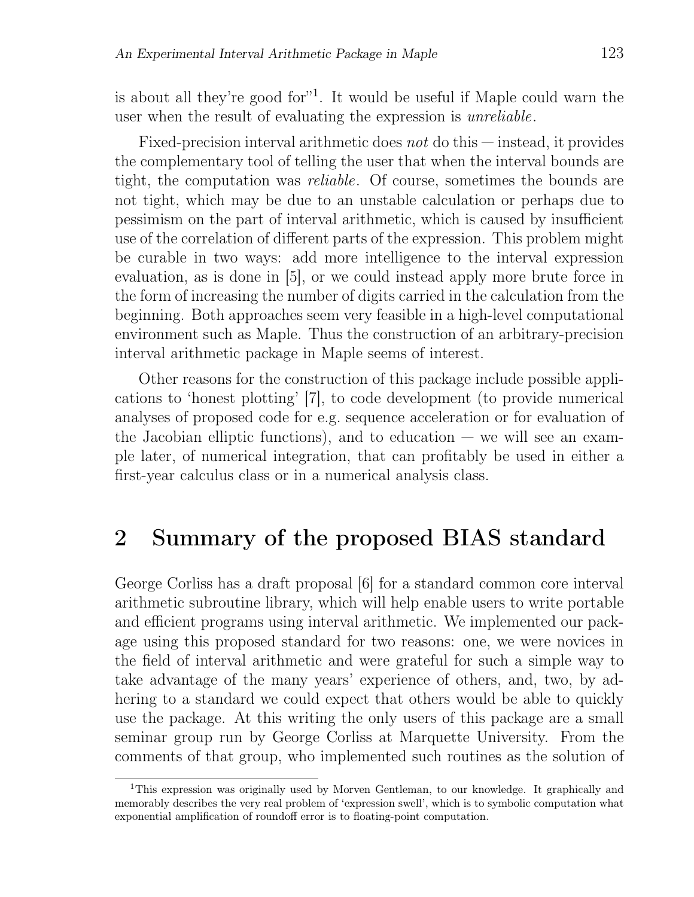is about all they're good for"[1]. It would be useful if Maple could warn the user when the result of evaluating the expression is *unreliable*.

Fixed-precision interval arithmetic does *not* do this — instead, it provides the complementary tool of telling the user that when the interval bounds are tight, the computation was *reliable*. Of course, sometimes the bounds are not tight, which may be due to an unstable calculation or perhaps due to pessimism on the part of interval arithmetic, which is caused by insufficient use of the correlation of different parts of the expression. This problem might be curable in two ways: add more intelligence to the interval expression evaluation, as is done in [5], or we could instead apply more brute force in the form of increasing the number of digits carried in the calculation from the beginning. Both approaches seem very feasible in a high-level computational environment such as Maple. Thus the construction of an arbitrary-precision interval arithmetic package in Maple seems of interest.

Other reasons for the construction of this package include possible applications to 'honest plotting' [7], to code development (to provide numerical analyses of proposed code for e.g. sequence acceleration or for evaluation of the Jacobian elliptic functions), and to education — we will see an example later, of numerical integration, that can profitably be used in either a first-year calculus class or in a numerical analysis class.

## 2 Summary of the proposed BIAS standard

George Corliss has a draft proposal [6] for a standard common core interval arithmetic subroutine library, which will help enable users to write portable and efficient programs using interval arithmetic. We implemented our package using this proposed standard for two reasons: one, we were novices in the field of interval arithmetic and were grateful for such a simple way to take advantage of the many years' experience of others, and, two, by adhering to a standard we could expect that others would be able to quickly use the package. At this writing the only users of this package are a small seminar group run by George Corliss at Marquette University. From the comments of that group, who implemented such routines as the solution of

[1] This expression was originally used by Morven Gentleman, to our knowledge. It graphically and memorably describes the very real problem of 'expression swell', which is to symbolic computation what exponential amplification of roundoff error is to floating-point computation.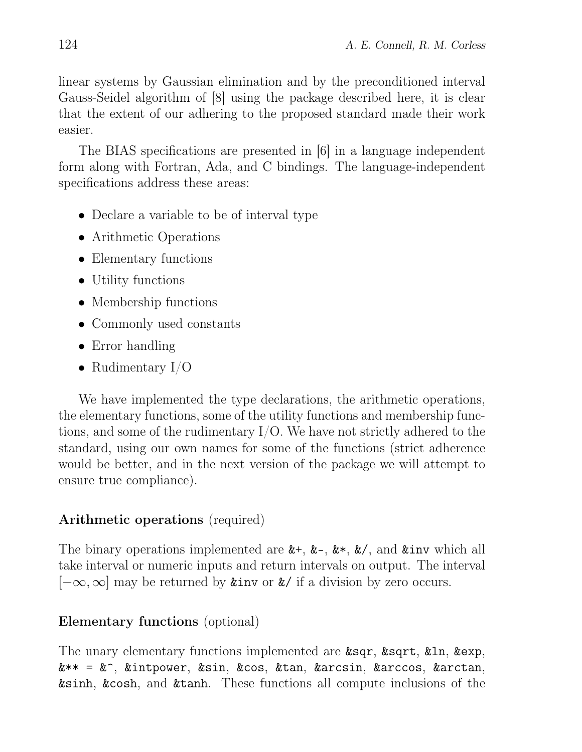linear systems by Gaussian elimination and by the preconditioned interval Gauss-Seidel algorithm of [8] using the package described here, it is clear that the extent of our adhering to the proposed standard made their work easier.

The BIAS specifications are presented in [6] in a language independent form along with Fortran, Ada, and C bindings. The language-independent specifications address these areas:

- Declare a variable to be of interval type
- Arithmetic Operations
- Elementary functions
- Utility functions
- Membership functions
- Commonly used constants
- Error handling
- Rudimentary I/O

We have implemented the type declarations, the arithmetic operations, the elementary functions, some of the utility functions and membership functions, and some of the rudimentary I/O. We have not strictly adhered to the standard, using our own names for some of the functions (strict adherence would be better, and in the next version of the package we will attempt to ensure true compliance).

**Arithmetic operations** (required)

The binary operations implemented are `&+`, `&-`, `&*`, `&/`, and `&inv` which all take interval or numeric inputs and return intervals on output. The interval $[-\infty, \infty]$ may be returned by `&inv` or `&/` if a division by zero occurs.

**Elementary functions** (optional)

The unary elementary functions implemented are `&sqr`, `&sqrt`, `&ln`, `&exp`, `&** = &^`, `&intpower`, `&sin`, `&cos`, `&tan`, `&arcsin`, `&arccos`, `&arctan`, `&sinh`, `&cosh`, and `&tanh`. These functions all compute inclusions of the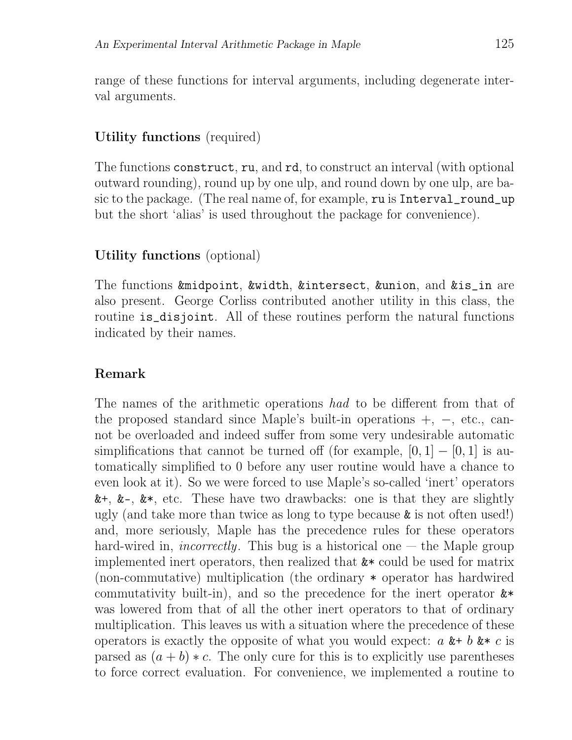range of these functions for interval arguments, including degenerate interval arguments.

**Utility functions** (required)

The functions `construct`, `ru`, and `rd`, to construct an interval (with optional outward rounding), round up by one ulp, and round down by one ulp, are basic to the package. (The real name of, for example, `ru` is `Interval_round_up` but the short 'alias' is used throughout the package for convenience).

**Utility functions** (optional)

The functions `&midpoint`, `&width`, `&intersect`, `&union`, and `&is_in` are also present. George Corliss contributed another utility in this class, the routine `is_disjoint`. All of these routines perform the natural functions indicated by their names.

**Remark**

The names of the arithmetic operations *had* to be different from that of the proposed standard since Maple's built-in operations $+$, $-$, etc., cannot be overloaded and indeed suffer from some very undesirable automatic simplifications that cannot be turned off (for example, $[0, 1] - [0, 1]$ is automatically simplified to 0 before any user routine would have a chance to even look at it). So we were forced to use Maple's so-called 'inert' operators `&+`, `&-`, `&*`, etc. These have two drawbacks: one is that they are slightly ugly (and take more than twice as long to type because `&` is not often used!) and, more seriously, Maple has the precedence rules for these operators hard-wired in, *incorrectly*. This bug is a historical one — the Maple group implemented inert operators, then realized that `&*` could be used for matrix (non-commutative) multiplication (the ordinary `*` operator has hardwired commutativity built-in), and so the precedence for the inert operator `&*` was lowered from that of all the other inert operators to that of ordinary multiplication. This leaves us with a situation where the precedence of these operators is exactly the opposite of what you would expect: $a$ `&+` $b$ `&*` $c$ is parsed as $(a + b) * c$. The only cure for this is to explicitly use parentheses to force correct evaluation. For convenience, we implemented a routine to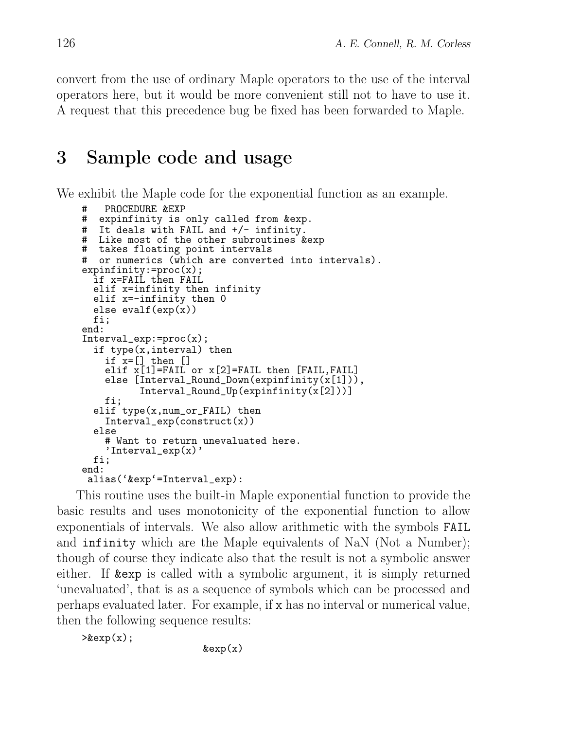convert from the use of ordinary Maple operators to the use of the interval operators here, but it would be more convenient still not to have to use it. A request that this precedence bug be fixed has been forwarded to Maple.

## 3 Sample code and usage

We exhibit the Maple code for the exponential function as an example.

```
#   PROCEDURE &EXP
#  expinfinity is only called from &exp.
#  It deals with FAIL and +/- infinity.
#  Like most of the other subroutines &exp
#  takes floating point intervals
#  or numerics (which are converted into intervals).
expinfinity:=proc(x);
  if x=FAIL then FAIL
  elif x=infinity then infinity
  elif x=-infinity then 0
  else evalf(exp(x))
  fi;
end:
Interval_exp:=proc(x);
  if type(x,interval) then
    if x=[] then []
    elif x[1]=FAIL or x[2]=FAIL then [FAIL,FAIL]
    else [Interval_Round_Down(expinfinity(x[1])),
          Interval_Round_Up(expinfinity(x[2]))]
    fi;
  elif type(x,num_or_FAIL) then
    Interval_exp(construct(x))
  else
    # Want to return unevaluated here.
    'Interval_exp(x)'
  fi;
end:
 alias(`&exp`=Interval_exp):
```

This routine uses the built-in Maple exponential function to provide the basic results and uses monotonicity of the exponential function to allow exponentials of intervals. We also allow arithmetic with the symbols `FAIL` and `infinity` which are the Maple equivalents of NaN (Not a Number); though of course they indicate also that the result is not a symbolic answer either. If `&exp` is called with a symbolic argument, it is simply returned 'unevaluated', that is as a sequence of symbols which can be processed and perhaps evaluated later. For example, if `x` has no interval or numerical value, then the following sequence results:

```
>&exp(x);
                    &exp(x)
```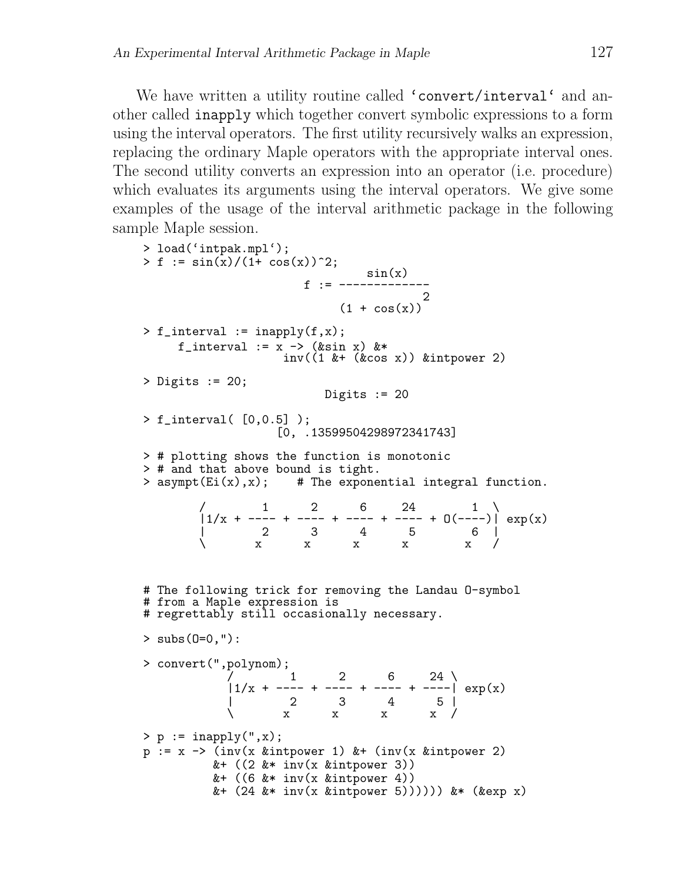We have written a utility routine called `` `convert/interval` `` and another called `inapply` which together convert symbolic expressions to a form using the interval operators. The first utility recursively walks an expression, replacing the ordinary Maple operators with the appropriate interval ones. The second utility converts an expression into an operator (i.e. procedure) which evaluates its arguments using the interval operators. We give some examples of the usage of the interval arithmetic package in the following sample Maple session.

```
> load(`intpak.mpl`);
> f := sin(x)/(1+ cos(x))^2;
                                 sin(x)
                        f := -------------
                                        2
                             (1 + cos(x))

> f_interval := inapply(f,x);
     f_interval := x -> (&sin x) &*
                    inv((1 &+ (&cos x)) &intpower 2)

> Digits := 20;
                            Digits := 20

> f_interval( [0,0.5] );
                    [0, .13599504298972341743]

> # plotting shows the function is monotonic
> # and that above bound is tight.
> asympt(Ei(x),x);    # The exponential integral function.

        /        1      2      6     24        1  \
        |1/x + ---- + ---- + ---- + ---- + O(----)| exp(x)
        |        2      3      4      5        6  |
        \       x      x      x      x        x   /


# The following trick for removing the Landau O-symbol
# from a Maple expression is
# regrettably still occasionally necessary.

> subs(O=0,"):

> convert(",polynom);
            /        1      2      6     24 \
            |1/x + ---- + ---- + ---- + ----| exp(x)
            |        2      3      4      5 |
            \       x      x      x      x  /

> p := inapply(",x);
p := x -> (inv(x &intpower 1) &+ (inv(x &intpower 2)
          &+ ((2 &* inv(x &intpower 3))
          &+ ((6 &* inv(x &intpower 4))
          &+ (24 &* inv(x &intpower 5)))))) &* (&exp x)
```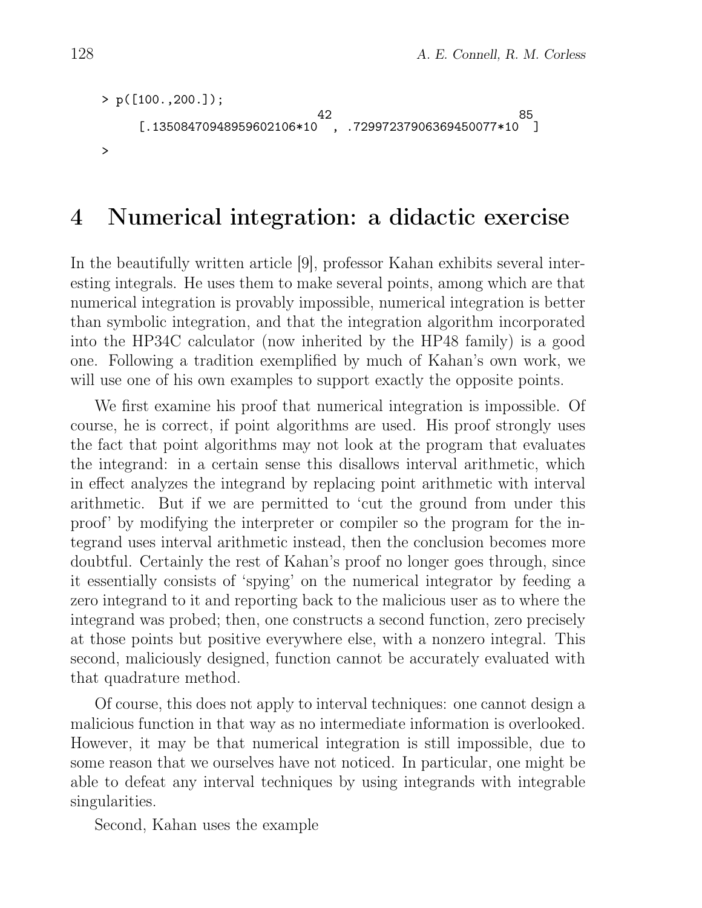```
> p([100.,200.]);
                           42                          85
     [.1350847094895960​2106*10  , .7299723790636945​0077*10  ]
>
```

## 4 Numerical integration: a didactic exercise

In the beautifully written article [9], professor Kahan exhibits several interesting integrals. He uses them to make several points, among which are that numerical integration is provably impossible, numerical integration is better than symbolic integration, and that the integration algorithm incorporated into the HP34C calculator (now inherited by the HP48 family) is a good one. Following a tradition exemplified by much of Kahan's own work, we will use one of his own examples to support exactly the opposite points.

We first examine his proof that numerical integration is impossible. Of course, he is correct, if point algorithms are used. His proof strongly uses the fact that point algorithms may not look at the program that evaluates the integrand: in a certain sense this disallows interval arithmetic, which in effect analyzes the integrand by replacing point arithmetic with interval arithmetic. But if we are permitted to 'cut the ground from under this proof' by modifying the interpreter or compiler so the program for the integrand uses interval arithmetic instead, then the conclusion becomes more doubtful. Certainly the rest of Kahan's proof no longer goes through, since it essentially consists of 'spying' on the numerical integrator by feeding a zero integrand to it and reporting back to the malicious user as to where the integrand was probed; then, one constructs a second function, zero precisely at those points but positive everywhere else, with a nonzero integral. This second, maliciously designed, function cannot be accurately evaluated with that quadrature method.

Of course, this does not apply to interval techniques: one cannot design a malicious function in that way as no intermediate information is overlooked. However, it may be that numerical integration is still impossible, due to some reason that we ourselves have not noticed. In particular, one might be able to defeat any interval techniques by using integrands with integrable singularities.

Second, Kahan uses the example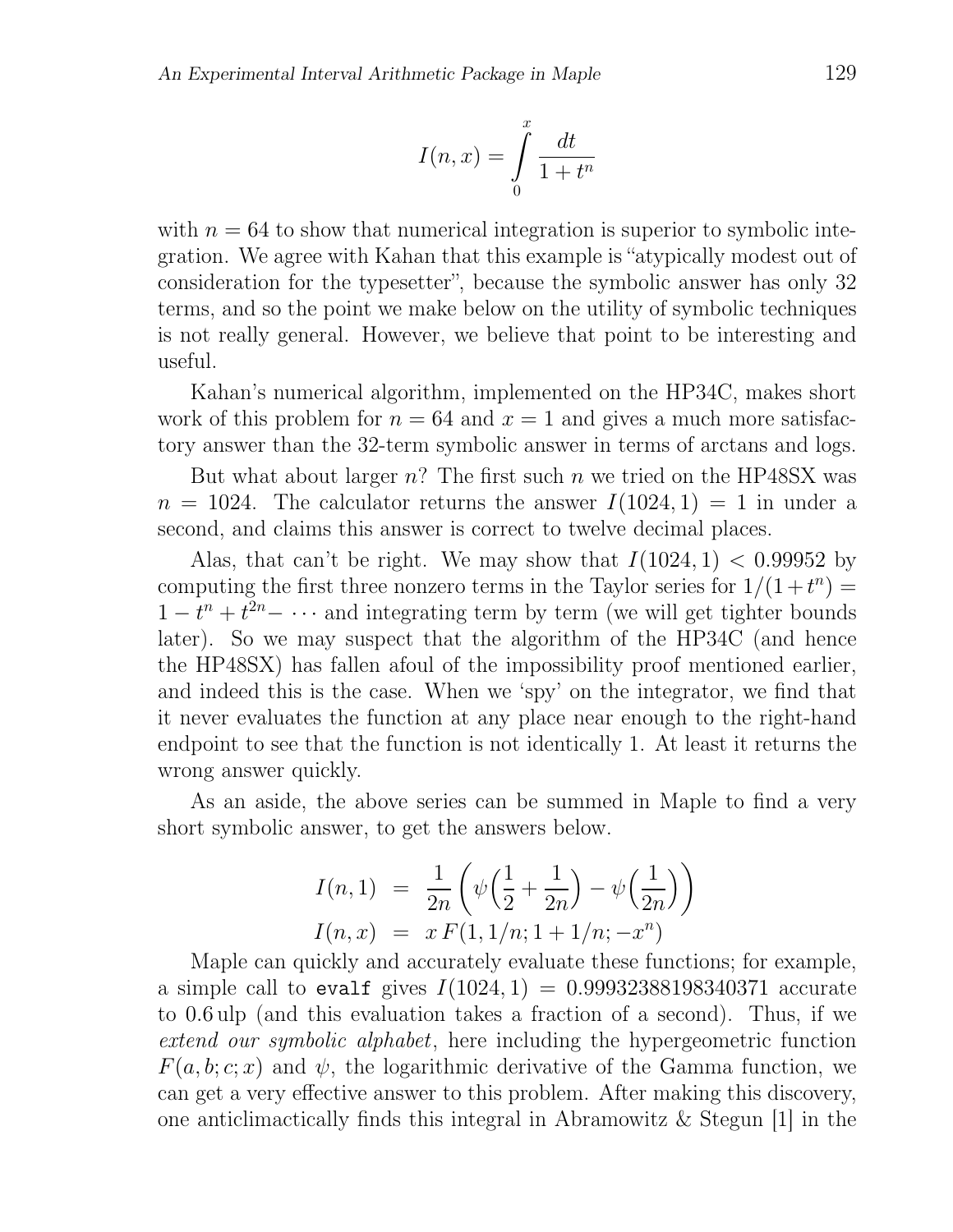$$I(n, x) = \int_0^x \frac{dt}{1 + t^n}$$

with $n = 64$ to show that numerical integration is superior to symbolic integration. We agree with Kahan that this example is "atypically modest out of consideration for the typesetter", because the symbolic answer has only 32 terms, and so the point we make below on the utility of symbolic techniques is not really general. However, we believe that point to be interesting and useful.

Kahan's numerical algorithm, implemented on the HP34C, makes short work of this problem for $n = 64$ and $x = 1$ and gives a much more satisfactory answer than the 32-term symbolic answer in terms of arctans and logs.

But what about larger $n$? The first such $n$ we tried on the HP48SX was $n = 1024$. The calculator returns the answer $I(1024, 1) = 1$ in under a second, and claims this answer is correct to twelve decimal places.

Alas, that can't be right. We may show that $I(1024, 1) < 0.99952$ by computing the first three nonzero terms in the Taylor series for $1/(1 + t^n) = 1 - t^n + t^{2n} - \cdots$ and integrating term by term (we will get tighter bounds later). So we may suspect that the algorithm of the HP34C (and hence the HP48SX) has fallen afoul of the impossibility proof mentioned earlier, and indeed this is the case. When we 'spy' on the integrator, we find that it never evaluates the function at any place near enough to the right-hand endpoint to see that the function is not identically 1. At least it returns the wrong answer quickly.

As an aside, the above series can be summed in Maple to find a very short symbolic answer, to get the answers below.

$$\begin{aligned}
I(n, 1) &= \frac{1}{2n}\left(\psi\Big(\frac{1}{2} + \frac{1}{2n}\Big) - \psi\Big(\frac{1}{2n}\Big)\right) \\
I(n, x) &= x\, F(1, 1/n; 1 + 1/n; -x^n)
\end{aligned}$$

Maple can quickly and accurately evaluate these functions; for example, a simple call to `evalf` gives $I(1024, 1) = 0.99932388198340371$ accurate to 0.6 ulp (and this evaluation takes a fraction of a second). Thus, if we *extend our symbolic alphabet*, here including the hypergeometric function $F(a, b; c; x)$ and $\psi$, the logarithmic derivative of the Gamma function, we can get a very effective answer to this problem. After making this discovery, one anticlimactically finds this integral in Abramowitz & Stegun [1] in the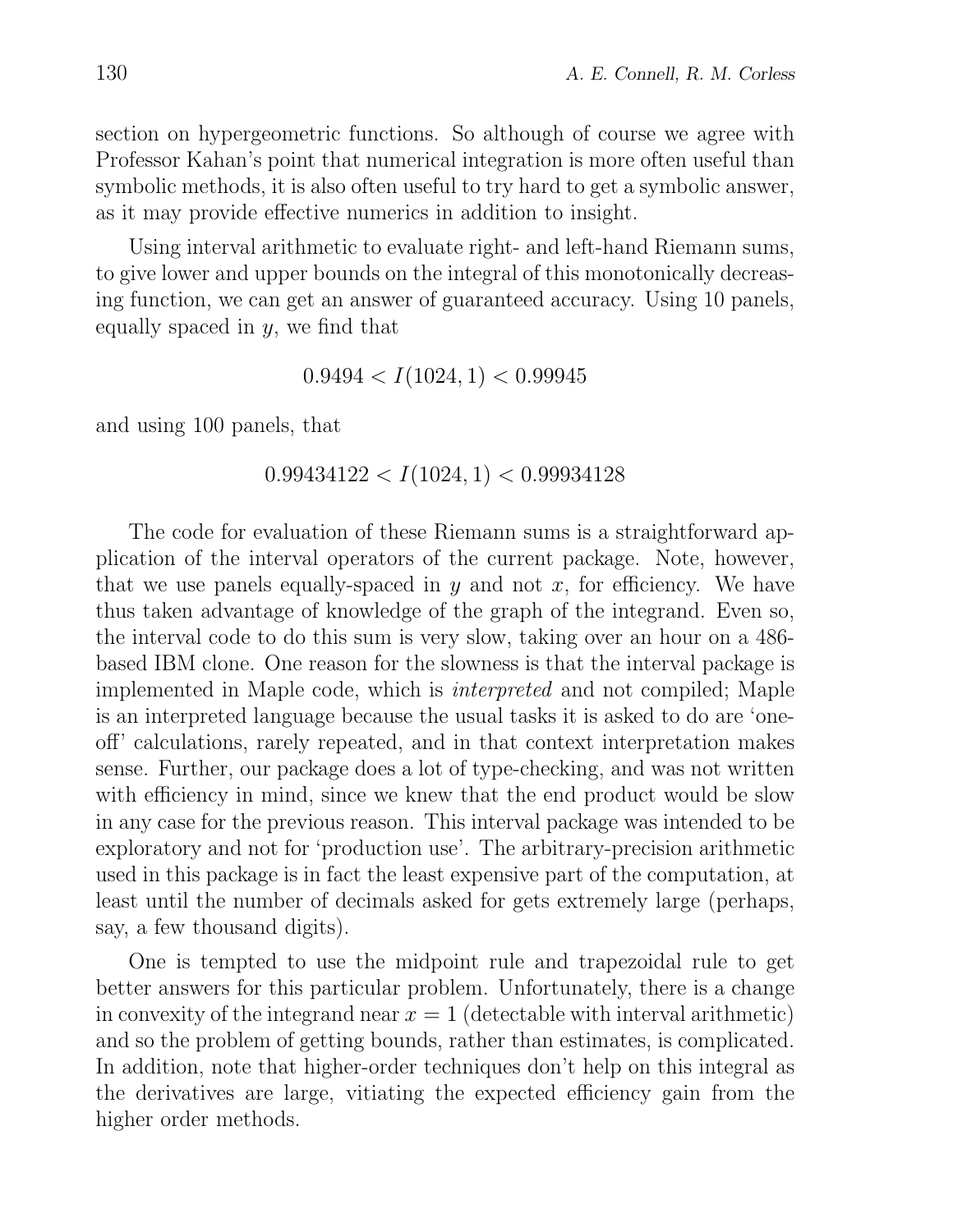section on hypergeometric functions. So although of course we agree with Professor Kahan's point that numerical integration is more often useful than symbolic methods, it is also often useful to try hard to get a symbolic answer, as it may provide effective numerics in addition to insight.

Using interval arithmetic to evaluate right- and left-hand Riemann sums, to give lower and upper bounds on the integral of this monotonically decreasing function, we can get an answer of guaranteed accuracy. Using 10 panels, equally spaced in $y$, we find that

$$0.9494 < I(1024, 1) < 0.99945$$

and using 100 panels, that

$$0.99434122 < I(1024, 1) < 0.99934128$$

The code for evaluation of these Riemann sums is a straightforward application of the interval operators of the current package. Note, however, that we use panels equally-spaced in $y$ and not $x$, for efficiency. We have thus taken advantage of knowledge of the graph of the integrand. Even so, the interval code to do this sum is very slow, taking over an hour on a 486-based IBM clone. One reason for the slowness is that the interval package is implemented in Maple code, which is *interpreted* and not compiled; Maple is an interpreted language because the usual tasks it is asked to do are 'one-off' calculations, rarely repeated, and in that context interpretation makes sense. Further, our package does a lot of type-checking, and was not written with efficiency in mind, since we knew that the end product would be slow in any case for the previous reason. This interval package was intended to be exploratory and not for 'production use'. The arbitrary-precision arithmetic used in this package is in fact the least expensive part of the computation, at least until the number of decimals asked for gets extremely large (perhaps, say, a few thousand digits).

One is tempted to use the midpoint rule and trapezoidal rule to get better answers for this particular problem. Unfortunately, there is a change in convexity of the integrand near $x = 1$ (detectable with interval arithmetic) and so the problem of getting bounds, rather than estimates, is complicated. In addition, note that higher-order techniques don't help on this integral as the derivatives are large, vitiating the expected efficiency gain from the higher order methods.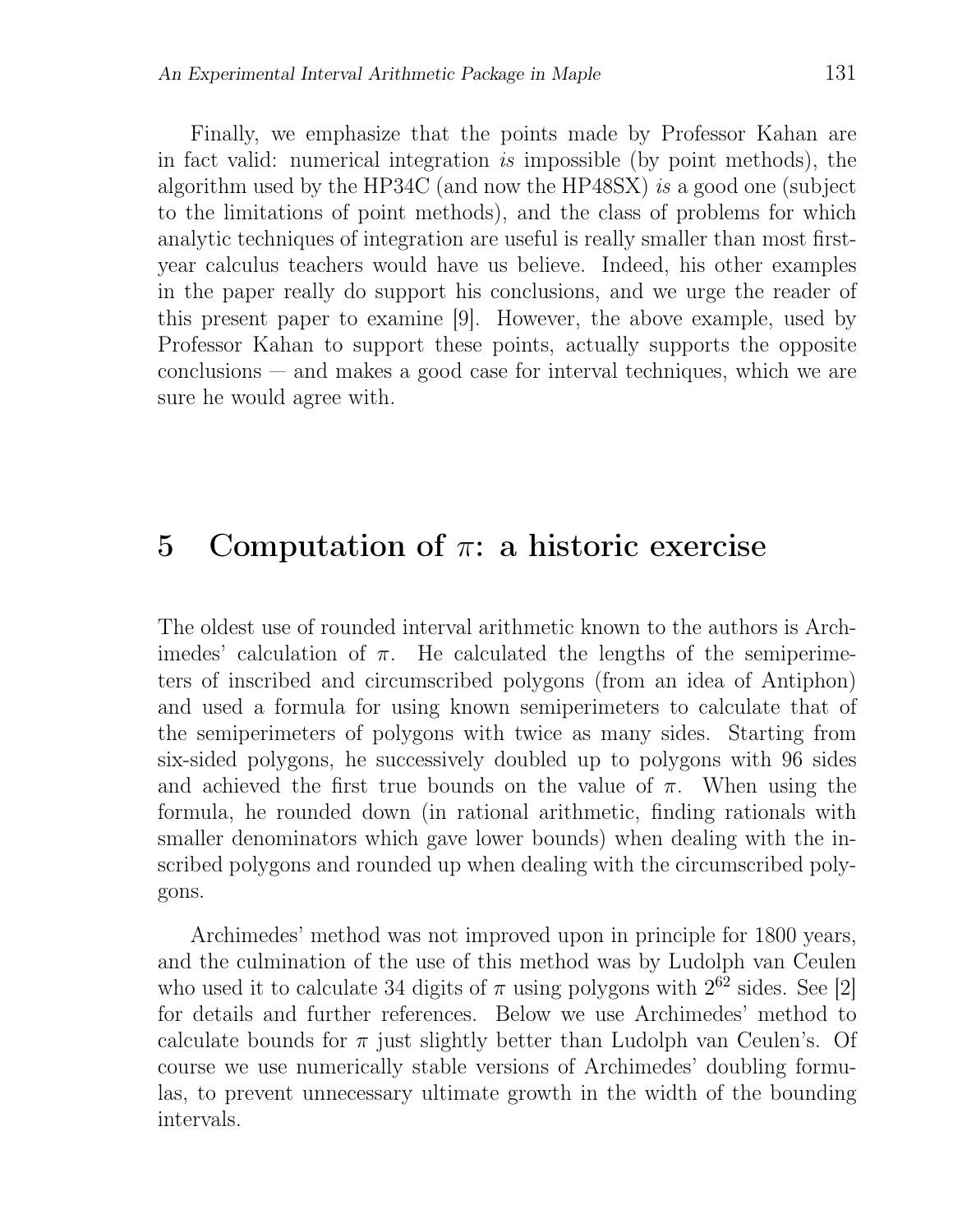Finally, we emphasize that the points made by Professor Kahan are in fact valid: numerical integration *is* impossible (by point methods), the algorithm used by the HP34C (and now the HP48SX) *is* a good one (subject to the limitations of point methods), and the class of problems for which analytic techniques of integration are useful is really smaller than most first-year calculus teachers would have us believe. Indeed, his other examples in the paper really do support his conclusions, and we urge the reader of this present paper to examine [9]. However, the above example, used by Professor Kahan to support these points, actually supports the opposite conclusions — and makes a good case for interval techniques, which we are sure he would agree with.

## 5 Computation of $\pi$: a historic exercise

The oldest use of rounded interval arithmetic known to the authors is Archimedes' calculation of $\pi$. He calculated the lengths of the semiperimeters of inscribed and circumscribed polygons (from an idea of Antiphon) and used a formula for using known semiperimeters to calculate that of the semiperimeters of polygons with twice as many sides. Starting from six-sided polygons, he successively doubled up to polygons with 96 sides and achieved the first true bounds on the value of $\pi$. When using the formula, he rounded down (in rational arithmetic, finding rationals with smaller denominators which gave lower bounds) when dealing with the inscribed polygons and rounded up when dealing with the circumscribed polygons.

Archimedes' method was not improved upon in principle for 1800 years, and the culmination of the use of this method was by Ludolph van Ceulen who used it to calculate 34 digits of $\pi$ using polygons with $2^{62}$ sides. See [2] for details and further references. Below we use Archimedes' method to calculate bounds for $\pi$ just slightly better than Ludolph van Ceulen's. Of course we use numerically stable versions of Archimedes' doubling formulas, to prevent unnecessary ultimate growth in the width of the bounding intervals.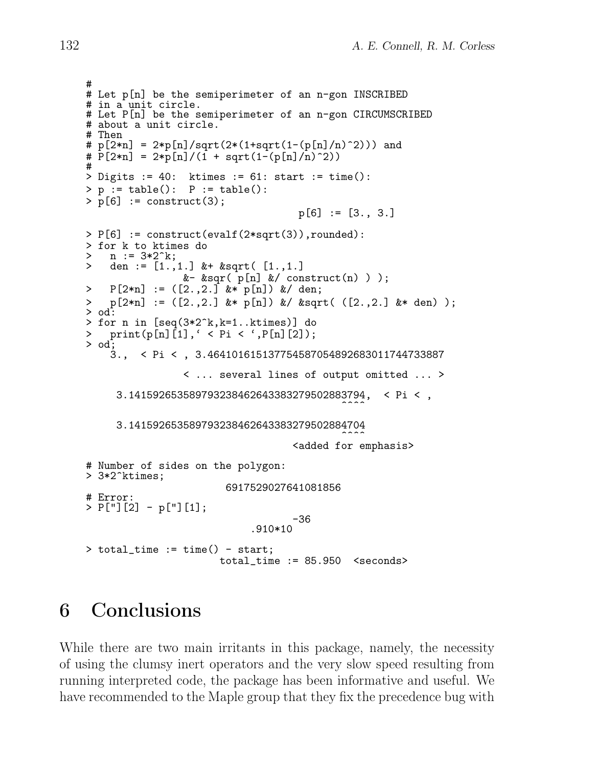```
#
# Let p[n] be the semiperimeter of an n-gon INSCRIBED
# in a unit circle.
# Let P[n] be the semiperimeter of an n-gon CIRCUMSCRIBED
# about a unit circle.
# Then
# p[2*n] = 2*p[n]/sqrt(2*(1+sqrt(1-(p[n]/n)^2))) and
# P[2*n] = 2*p[n]/(1 + sqrt(1-(p[n]/n)^2))
#
> Digits := 40:  ktimes := 61: start := time():
> p := table():  P := table():
> p[6] := construct(3);
                                p[6] := [3., 3.]

> P[6] := construct(evalf(2*sqrt(3)),rounded):
> for k to ktimes do
>   n := 3*2^k;
>   den := [1.,1.] &+ &sqrt( [1.,1.]
>              &- &sqr( p[n] &/ construct(n) ) );
>   P[2*n] := ([2.,2.] &* p[n]) &/ den;
>   p[2*n] := ([2.,2.] &* p[n]) &/ &sqrt( ([2.,2.] &* den) );
> od:
> for n in [seq(3*2^k,k=1..ktimes)] do
>   print(p[n][1],' < Pi < ',P[n][2]);
> od;
   3.,  < Pi < , 3.464101615137754587054892683011744733887

               < ... several lines of output omitted ... >

    3.141592653589793238462643383279502883794,  < Pi < ,
                                          ^^^^

    3.141592653589793238462643383279502884704
                                          ^^^^
                                <added for emphasis>

# Number of sides on the polygon:
> 3*2^ktimes;
                     6917529027641081856
# Error:
> P["][2] - p["][1];
                                    -36
                          .910*10

> total_time := time() - start;
                     total_time := 85.950  <seconds>
```

# 6 Conclusions

While there are two main irritants in this package, namely, the necessity of using the clumsy inert operators and the very slow speed resulting from running interpreted code, the package has been informative and useful. We have recommended to the Maple group that they fix the precedence bug with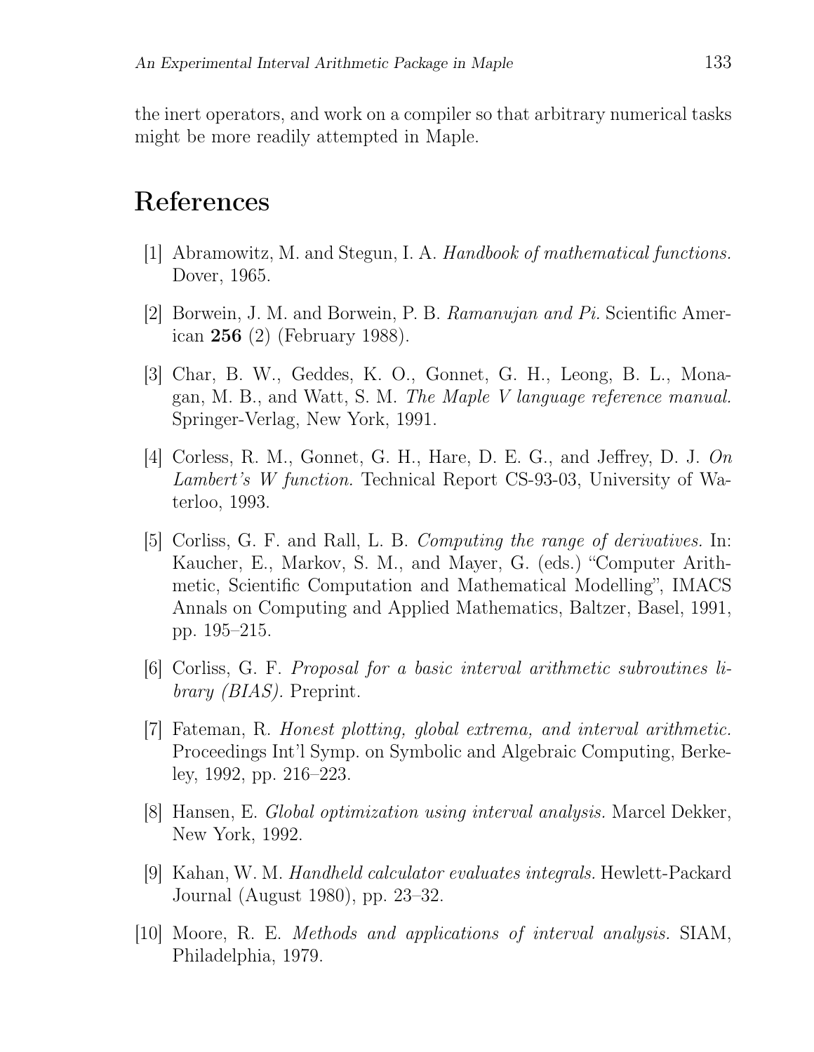the inert operators, and work on a compiler so that arbitrary numerical tasks might be more readily attempted in Maple.

# References

[1] Abramowitz, M. and Stegun, I. A. *Handbook of mathematical functions.* Dover, 1965.

[2] Borwein, J. M. and Borwein, P. B. *Ramanujan and Pi.* Scientific American **256** (2) (February 1988).

[3] Char, B. W., Geddes, K. O., Gonnet, G. H., Leong, B. L., Monagan, M. B., and Watt, S. M. *The Maple V language reference manual.* Springer-Verlag, New York, 1991.

[4] Corless, R. M., Gonnet, G. H., Hare, D. E. G., and Jeffrey, D. J. *On Lambert's W function.* Technical Report CS-93-03, University of Waterloo, 1993.

[5] Corliss, G. F. and Rall, L. B. *Computing the range of derivatives.* In: Kaucher, E., Markov, S. M., and Mayer, G. (eds.) "Computer Arithmetic, Scientific Computation and Mathematical Modelling", IMACS Annals on Computing and Applied Mathematics, Baltzer, Basel, 1991, pp. 195–215.

[6] Corliss, G. F. *Proposal for a basic interval arithmetic subroutines library (BIAS).* Preprint.

[7] Fateman, R. *Honest plotting, global extrema, and interval arithmetic.* Proceedings Int'l Symp. on Symbolic and Algebraic Computing, Berkeley, 1992, pp. 216–223.

[8] Hansen, E. *Global optimization using interval analysis.* Marcel Dekker, New York, 1992.

[9] Kahan, W. M. *Handheld calculator evaluates integrals.* Hewlett-Packard Journal (August 1980), pp. 23–32.

[10] Moore, R. E. *Methods and applications of interval analysis.* SIAM, Philadelphia, 1979.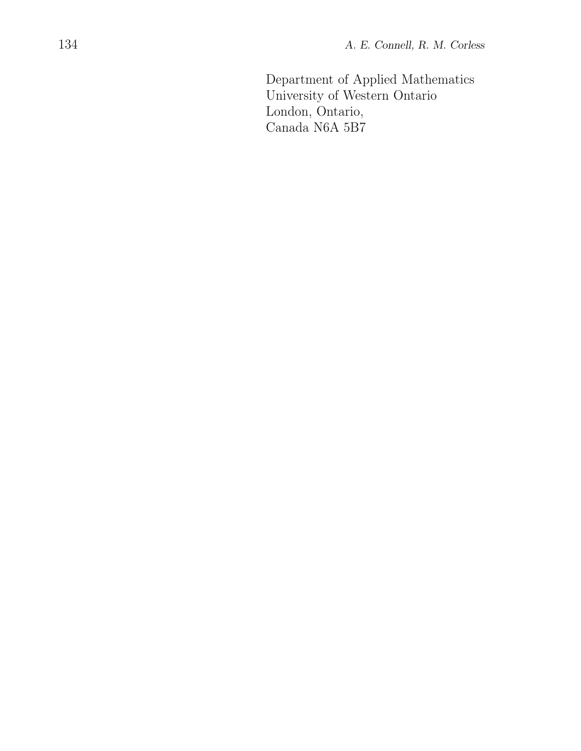Department of Applied Mathematics
University of Western Ontario
London, Ontario,
Canada N6A 5B7